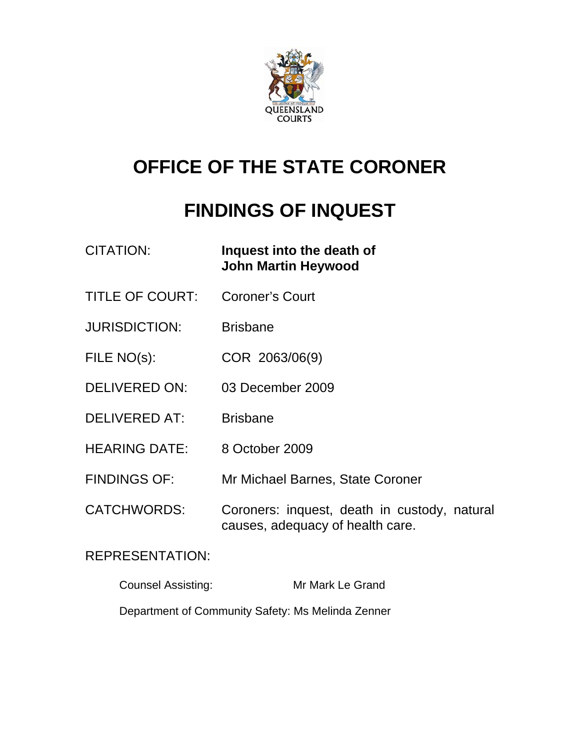# OFFICE OF THE STATE CORONER

# FINDINGS OF INQUEST

CITATION: **Inquest into the death of John Martin Heywood**

TITLE OF COURT: Coroner's Court

JURISDICTION: Brisbane

FILE NO(s): COR 2063/06(9)

DELIVERED ON: 03 December 2009

DELIVERED AT: Brisbane

HEARING DATE: 8 October 2009

FINDINGS OF: Mr Michael Barnes, State Coroner

CATCHWORDS: Coroners: inquest, death in custody, natural causes, adequacy of health care.

REPRESENTATION:

Counsel Assisting: Mr Mark Le Grand

Department of Community Safety: Ms Melinda Zenner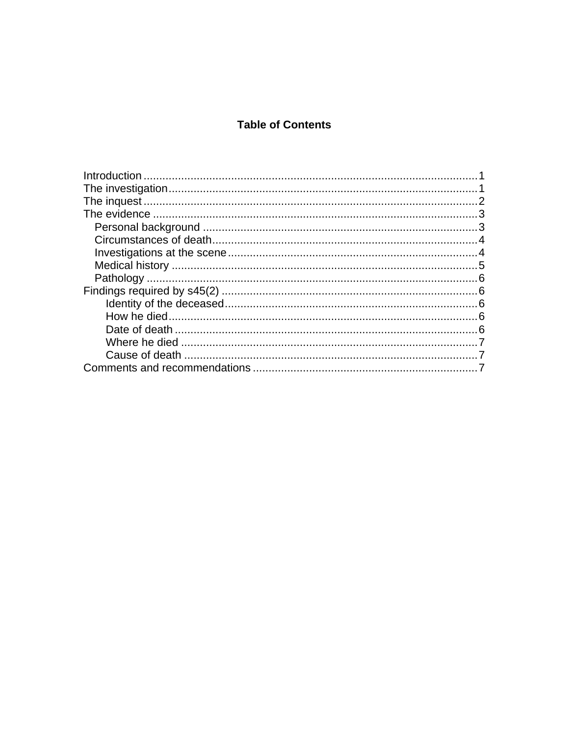# Table of Contents

- Introduction .......... 1
- The investigation .......... 1
- The inquest .......... 2
- The evidence .......... 3
  - Personal background .......... 3
  - Circumstances of death .......... 4
  - Investigations at the scene .......... 4
  - Medical history .......... 5
  - Pathology .......... 6
- Findings required by s45(2) .......... 6
  - Identity of the deceased .......... 6
  - How he died .......... 6
  - Date of death .......... 6
  - Where he died .......... 7
  - Cause of death .......... 7
- Comments and recommendations .......... 7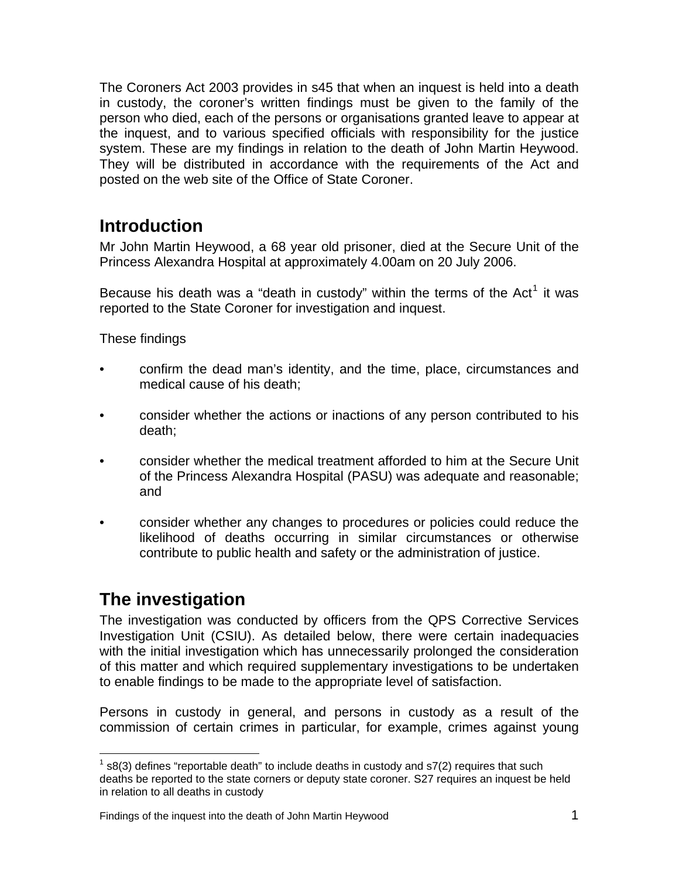The Coroners Act 2003 provides in s45 that when an inquest is held into a death in custody, the coroner's written findings must be given to the family of the person who died, each of the persons or organisations granted leave to appear at the inquest, and to various specified officials with responsibility for the justice system. These are my findings in relation to the death of John Martin Heywood. They will be distributed in accordance with the requirements of the Act and posted on the web site of the Office of State Coroner.

## Introduction

Mr John Martin Heywood, a 68 year old prisoner, died at the Secure Unit of the Princess Alexandra Hospital at approximately 4.00am on 20 July 2006.

Because his death was a "death in custody" within the terms of the Act[1] it was reported to the State Coroner for investigation and inquest.

These findings

- confirm the dead man's identity, and the time, place, circumstances and medical cause of his death;
- consider whether the actions or inactions of any person contributed to his death;
- consider whether the medical treatment afforded to him at the Secure Unit of the Princess Alexandra Hospital (PASU) was adequate and reasonable; and
- consider whether any changes to procedures or policies could reduce the likelihood of deaths occurring in similar circumstances or otherwise contribute to public health and safety or the administration of justice.

## The investigation

The investigation was conducted by officers from the QPS Corrective Services Investigation Unit (CSIU). As detailed below, there were certain inadequacies with the initial investigation which has unnecessarily prolonged the consideration of this matter and which required supplementary investigations to be undertaken to enable findings to be made to the appropriate level of satisfaction.

Persons in custody in general, and persons in custody as a result of the commission of certain crimes in particular, for example, crimes against young

[1] s8(3) defines "reportable death" to include deaths in custody and s7(2) requires that such deaths be reported to the state corners or deputy state coroner. S27 requires an inquest be held in relation to all deaths in custody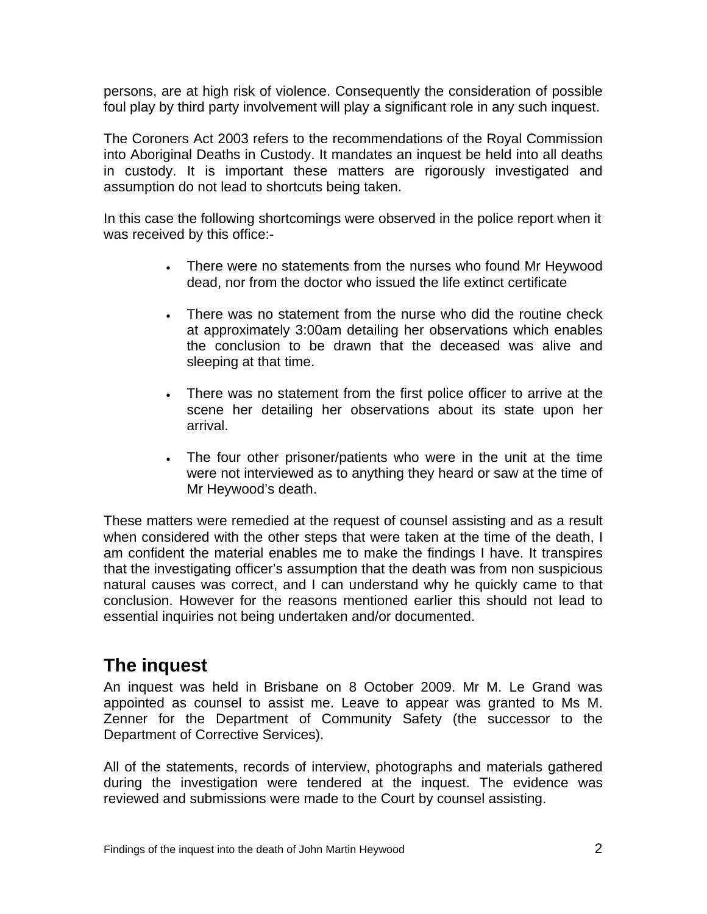persons, are at high risk of violence. Consequently the consideration of possible foul play by third party involvement will play a significant role in any such inquest.

The Coroners Act 2003 refers to the recommendations of the Royal Commission into Aboriginal Deaths in Custody. It mandates an inquest be held into all deaths in custody. It is important these matters are rigorously investigated and assumption do not lead to shortcuts being taken.

In this case the following shortcomings were observed in the police report when it was received by this office:-

- There were no statements from the nurses who found Mr Heywood dead, nor from the doctor who issued the life extinct certificate
- There was no statement from the nurse who did the routine check at approximately 3:00am detailing her observations which enables the conclusion to be drawn that the deceased was alive and sleeping at that time.
- There was no statement from the first police officer to arrive at the scene her detailing her observations about its state upon her arrival.
- The four other prisoner/patients who were in the unit at the time were not interviewed as to anything they heard or saw at the time of Mr Heywood's death.

These matters were remedied at the request of counsel assisting and as a result when considered with the other steps that were taken at the time of the death, I am confident the material enables me to make the findings I have. It transpires that the investigating officer's assumption that the death was from non suspicious natural causes was correct, and I can understand why he quickly came to that conclusion. However for the reasons mentioned earlier this should not lead to essential inquiries not being undertaken and/or documented.

## The inquest

An inquest was held in Brisbane on 8 October 2009. Mr M. Le Grand was appointed as counsel to assist me. Leave to appear was granted to Ms M. Zenner for the Department of Community Safety (the successor to the Department of Corrective Services).

All of the statements, records of interview, photographs and materials gathered during the investigation were tendered at the inquest. The evidence was reviewed and submissions were made to the Court by counsel assisting.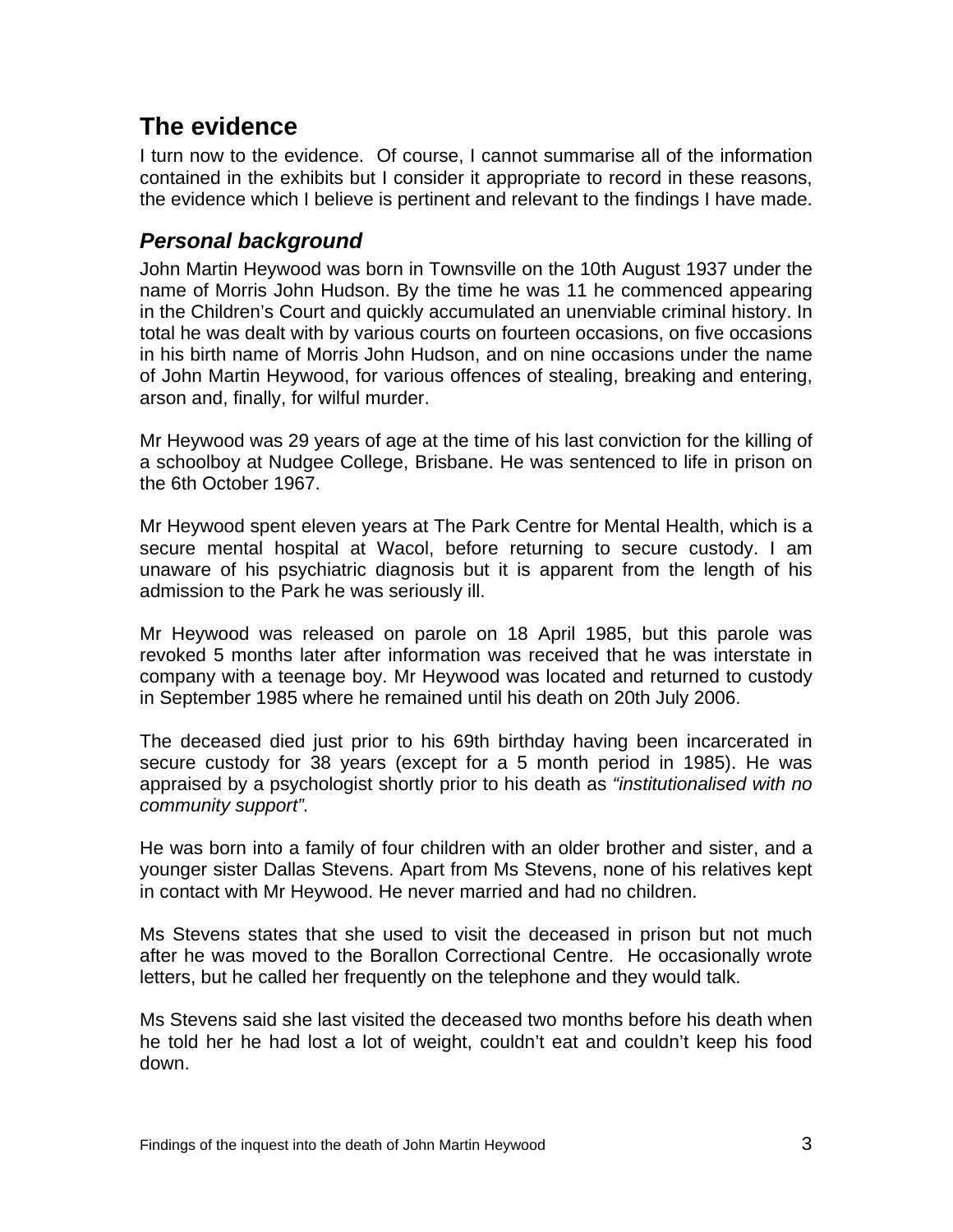## The evidence

I turn now to the evidence. Of course, I cannot summarise all of the information contained in the exhibits but I consider it appropriate to record in these reasons, the evidence which I believe is pertinent and relevant to the findings I have made.

### *Personal background*

John Martin Heywood was born in Townsville on the 10th August 1937 under the name of Morris John Hudson. By the time he was 11 he commenced appearing in the Children's Court and quickly accumulated an unenviable criminal history. In total he was dealt with by various courts on fourteen occasions, on five occasions in his birth name of Morris John Hudson, and on nine occasions under the name of John Martin Heywood, for various offences of stealing, breaking and entering, arson and, finally, for wilful murder.

Mr Heywood was 29 years of age at the time of his last conviction for the killing of a schoolboy at Nudgee College, Brisbane. He was sentenced to life in prison on the 6th October 1967.

Mr Heywood spent eleven years at The Park Centre for Mental Health, which is a secure mental hospital at Wacol, before returning to secure custody. I am unaware of his psychiatric diagnosis but it is apparent from the length of his admission to the Park he was seriously ill.

Mr Heywood was released on parole on 18 April 1985, but this parole was revoked 5 months later after information was received that he was interstate in company with a teenage boy. Mr Heywood was located and returned to custody in September 1985 where he remained until his death on 20th July 2006.

The deceased died just prior to his 69th birthday having been incarcerated in secure custody for 38 years (except for a 5 month period in 1985). He was appraised by a psychologist shortly prior to his death as *"institutionalised with no community support".*

He was born into a family of four children with an older brother and sister, and a younger sister Dallas Stevens. Apart from Ms Stevens, none of his relatives kept in contact with Mr Heywood. He never married and had no children.

Ms Stevens states that she used to visit the deceased in prison but not much after he was moved to the Borallon Correctional Centre. He occasionally wrote letters, but he called her frequently on the telephone and they would talk.

Ms Stevens said she last visited the deceased two months before his death when he told her he had lost a lot of weight, couldn't eat and couldn't keep his food down.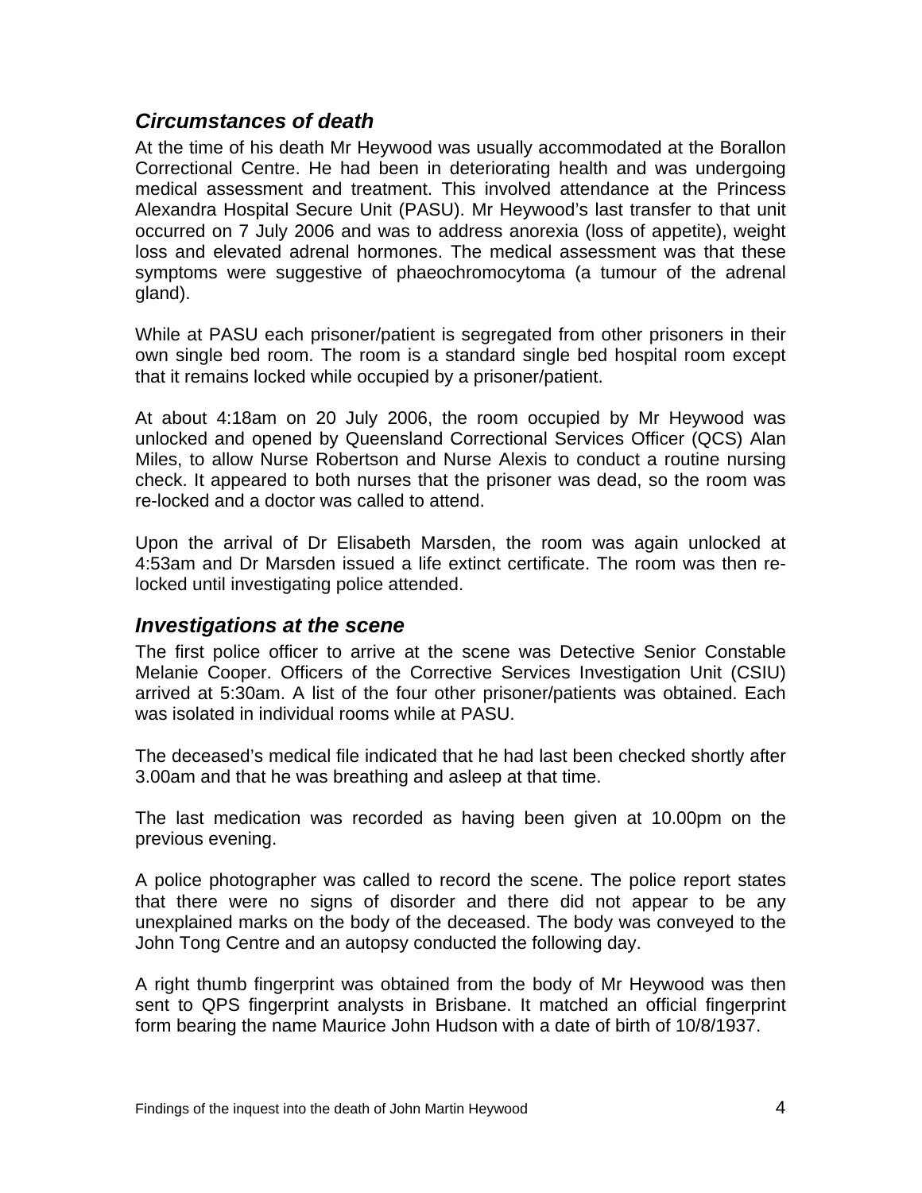### *Circumstances of death*

At the time of his death Mr Heywood was usually accommodated at the Borallon Correctional Centre. He had been in deteriorating health and was undergoing medical assessment and treatment. This involved attendance at the Princess Alexandra Hospital Secure Unit (PASU). Mr Heywood's last transfer to that unit occurred on 7 July 2006 and was to address anorexia (loss of appetite), weight loss and elevated adrenal hormones. The medical assessment was that these symptoms were suggestive of phaeochromocytoma (a tumour of the adrenal gland).

While at PASU each prisoner/patient is segregated from other prisoners in their own single bed room. The room is a standard single bed hospital room except that it remains locked while occupied by a prisoner/patient.

At about 4:18am on 20 July 2006, the room occupied by Mr Heywood was unlocked and opened by Queensland Correctional Services Officer (QCS) Alan Miles, to allow Nurse Robertson and Nurse Alexis to conduct a routine nursing check. It appeared to both nurses that the prisoner was dead, so the room was re-locked and a doctor was called to attend.

Upon the arrival of Dr Elisabeth Marsden, the room was again unlocked at 4:53am and Dr Marsden issued a life extinct certificate. The room was then re-locked until investigating police attended.

### *Investigations at the scene*

The first police officer to arrive at the scene was Detective Senior Constable Melanie Cooper. Officers of the Corrective Services Investigation Unit (CSIU) arrived at 5:30am. A list of the four other prisoner/patients was obtained. Each was isolated in individual rooms while at PASU.

The deceased's medical file indicated that he had last been checked shortly after 3.00am and that he was breathing and asleep at that time.

The last medication was recorded as having been given at 10.00pm on the previous evening.

A police photographer was called to record the scene. The police report states that there were no signs of disorder and there did not appear to be any unexplained marks on the body of the deceased. The body was conveyed to the John Tong Centre and an autopsy conducted the following day.

A right thumb fingerprint was obtained from the body of Mr Heywood was then sent to QPS fingerprint analysts in Brisbane. It matched an official fingerprint form bearing the name Maurice John Hudson with a date of birth of 10/8/1937.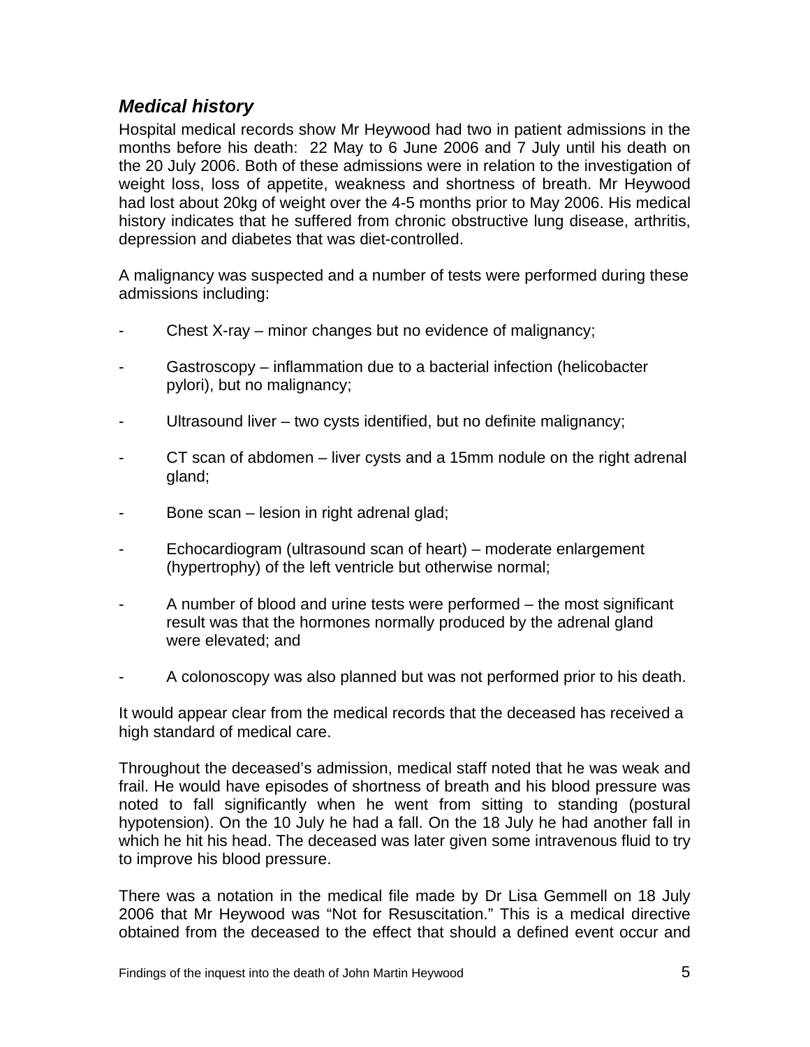### *Medical history*

Hospital medical records show Mr Heywood had two in patient admissions in the months before his death: 22 May to 6 June 2006 and 7 July until his death on the 20 July 2006. Both of these admissions were in relation to the investigation of weight loss, loss of appetite, weakness and shortness of breath. Mr Heywood had lost about 20kg of weight over the 4-5 months prior to May 2006. His medical history indicates that he suffered from chronic obstructive lung disease, arthritis, depression and diabetes that was diet-controlled.

A malignancy was suspected and a number of tests were performed during these admissions including:

- Chest X-ray – minor changes but no evidence of malignancy;
- Gastroscopy – inflammation due to a bacterial infection (helicobacter pylori), but no malignancy;
- Ultrasound liver – two cysts identified, but no definite malignancy;
- CT scan of abdomen – liver cysts and a 15mm nodule on the right adrenal gland;
- Bone scan – lesion in right adrenal glad;
- Echocardiogram (ultrasound scan of heart) – moderate enlargement (hypertrophy) of the left ventricle but otherwise normal;
- A number of blood and urine tests were performed – the most significant result was that the hormones normally produced by the adrenal gland were elevated; and
- A colonoscopy was also planned but was not performed prior to his death.

It would appear clear from the medical records that the deceased has received a high standard of medical care.

Throughout the deceased's admission, medical staff noted that he was weak and frail. He would have episodes of shortness of breath and his blood pressure was noted to fall significantly when he went from sitting to standing (postural hypotension). On the 10 July he had a fall. On the 18 July he had another fall in which he hit his head. The deceased was later given some intravenous fluid to try to improve his blood pressure.

There was a notation in the medical file made by Dr Lisa Gemmell on 18 July 2006 that Mr Heywood was "Not for Resuscitation." This is a medical directive obtained from the deceased to the effect that should a defined event occur and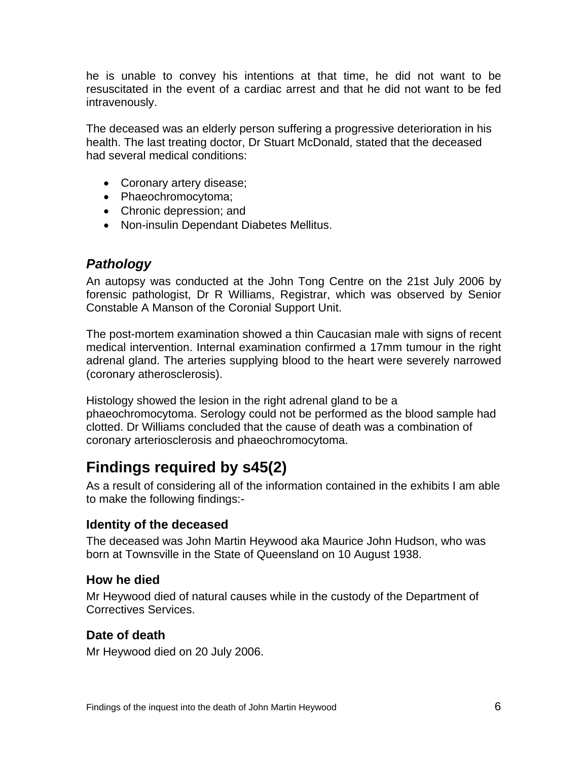he is unable to convey his intentions at that time, he did not want to be resuscitated in the event of a cardiac arrest and that he did not want to be fed intravenously.

The deceased was an elderly person suffering a progressive deterioration in his health. The last treating doctor, Dr Stuart McDonald, stated that the deceased had several medical conditions:

- Coronary artery disease;
- Phaeochromocytoma;
- Chronic depression; and
- Non-insulin Dependant Diabetes Mellitus.

### *Pathology*

An autopsy was conducted at the John Tong Centre on the 21st July 2006 by forensic pathologist, Dr R Williams, Registrar, which was observed by Senior Constable A Manson of the Coronial Support Unit.

The post-mortem examination showed a thin Caucasian male with signs of recent medical intervention. Internal examination confirmed a 17mm tumour in the right adrenal gland. The arteries supplying blood to the heart were severely narrowed (coronary atherosclerosis).

Histology showed the lesion in the right adrenal gland to be a phaeochromocytoma. Serology could not be performed as the blood sample had clotted. Dr Williams concluded that the cause of death was a combination of coronary arteriosclerosis and phaeochromocytoma.

## Findings required by s45(2)

As a result of considering all of the information contained in the exhibits I am able to make the following findings:-

### Identity of the deceased

The deceased was John Martin Heywood aka Maurice John Hudson, who was born at Townsville in the State of Queensland on 10 August 1938.

### How he died

Mr Heywood died of natural causes while in the custody of the Department of Correctives Services.

### Date of death

Mr Heywood died on 20 July 2006.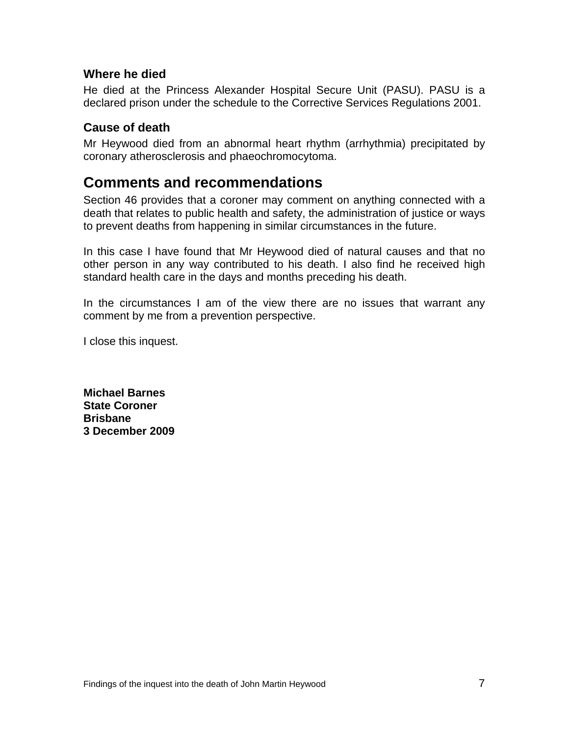### Where he died

He died at the Princess Alexander Hospital Secure Unit (PASU). PASU is a declared prison under the schedule to the Corrective Services Regulations 2001.

### Cause of death

Mr Heywood died from an abnormal heart rhythm (arrhythmia) precipitated by coronary atherosclerosis and phaeochromocytoma.

## Comments and recommendations

Section 46 provides that a coroner may comment on anything connected with a death that relates to public health and safety, the administration of justice or ways to prevent deaths from happening in similar circumstances in the future.

In this case I have found that Mr Heywood died of natural causes and that no other person in any way contributed to his death. I also find he received high standard health care in the days and months preceding his death.

In the circumstances I am of the view there are no issues that warrant any comment by me from a prevention perspective.

I close this inquest.

**Michael Barnes**
**State Coroner**
**Brisbane**
**3 December 2009**